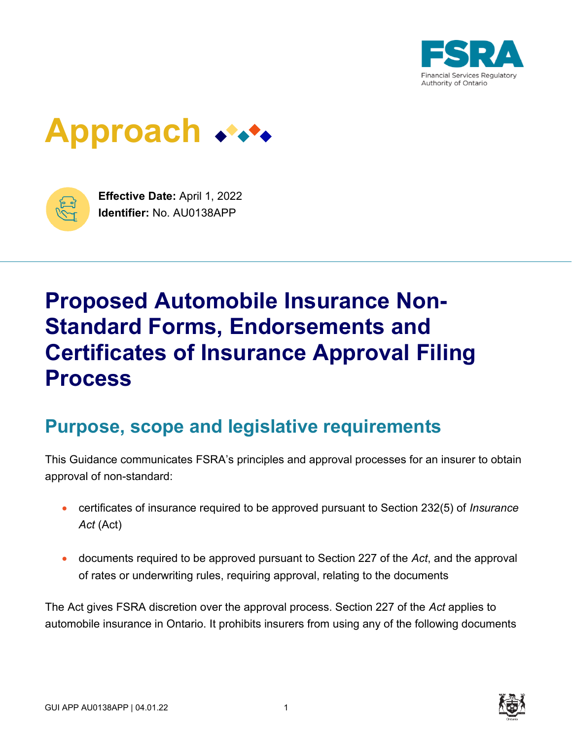# Approach

**Effective Date:** April 1, 2022
**Identifier:** No. AU0138APP

# Proposed Automobile Insurance Non-Standard Forms, Endorsements and Certificates of Insurance Approval Filing Process

## Purpose, scope and legislative requirements

This Guidance communicates FSRA's principles and approval processes for an insurer to obtain approval of non-standard:

- certificates of insurance required to be approved pursuant to Section 232(5) of *Insurance Act* (Act)
- documents required to be approved pursuant to Section 227 of the *Act*, and the approval of rates or underwriting rules, requiring approval, relating to the documents

The Act gives FSRA discretion over the approval process. Section 227 of the *Act* applies to automobile insurance in Ontario. It prohibits insurers from using any of the following documents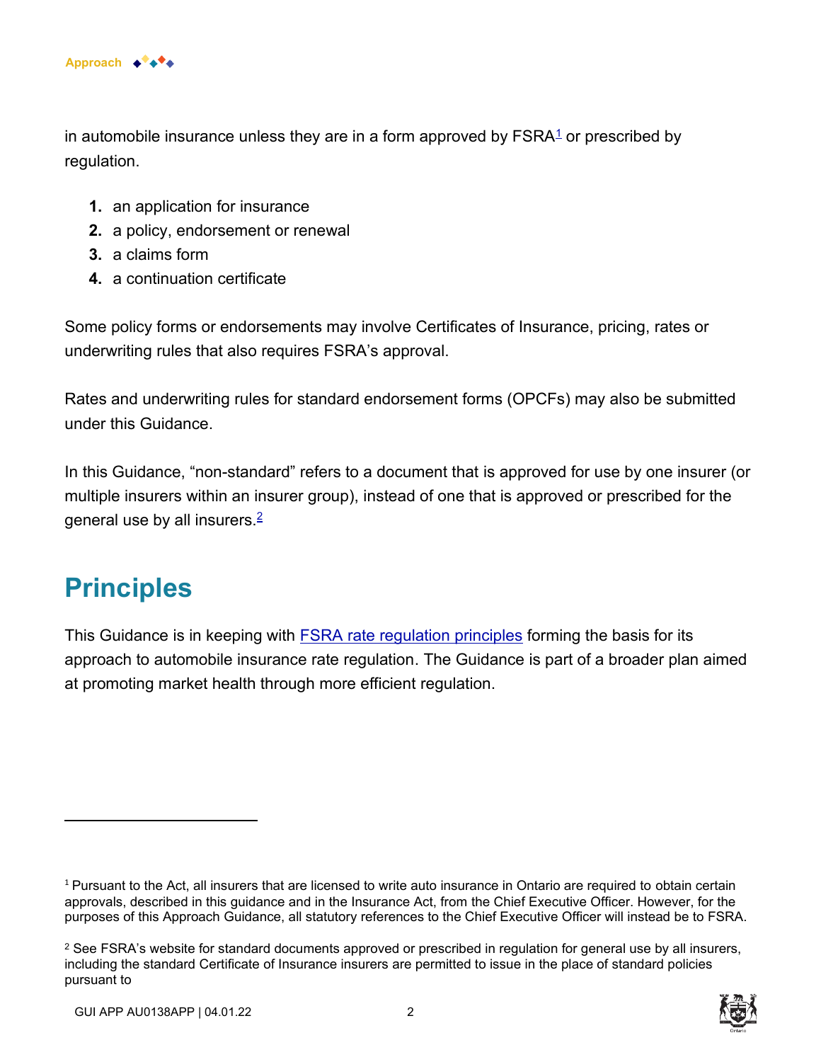in automobile insurance unless they are in a form approved by FSRA[1] or prescribed by regulation.

1. an application for insurance
2. a policy, endorsement or renewal
3. a claims form
4. a continuation certificate

Some policy forms or endorsements may involve Certificates of Insurance, pricing, rates or underwriting rules that also requires FSRA's approval.

Rates and underwriting rules for standard endorsement forms (OPCFs) may also be submitted under this Guidance.

In this Guidance, "non-standard" refers to a document that is approved for use by one insurer (or multiple insurers within an insurer group), instead of one that is approved or prescribed for the general use by all insurers.[2]

## Principles

This Guidance is in keeping with FSRA rate regulation principles forming the basis for its approach to automobile insurance rate regulation. The Guidance is part of a broader plan aimed at promoting market health through more efficient regulation.

---

[1] Pursuant to the Act, all insurers that are licensed to write auto insurance in Ontario are required to obtain certain approvals, described in this guidance and in the Insurance Act, from the Chief Executive Officer. However, for the purposes of this Approach Guidance, all statutory references to the Chief Executive Officer will instead be to FSRA.

[2] See FSRA's website for standard documents approved or prescribed in regulation for general use by all insurers, including the standard Certificate of Insurance insurers are permitted to issue in the place of standard policies pursuant to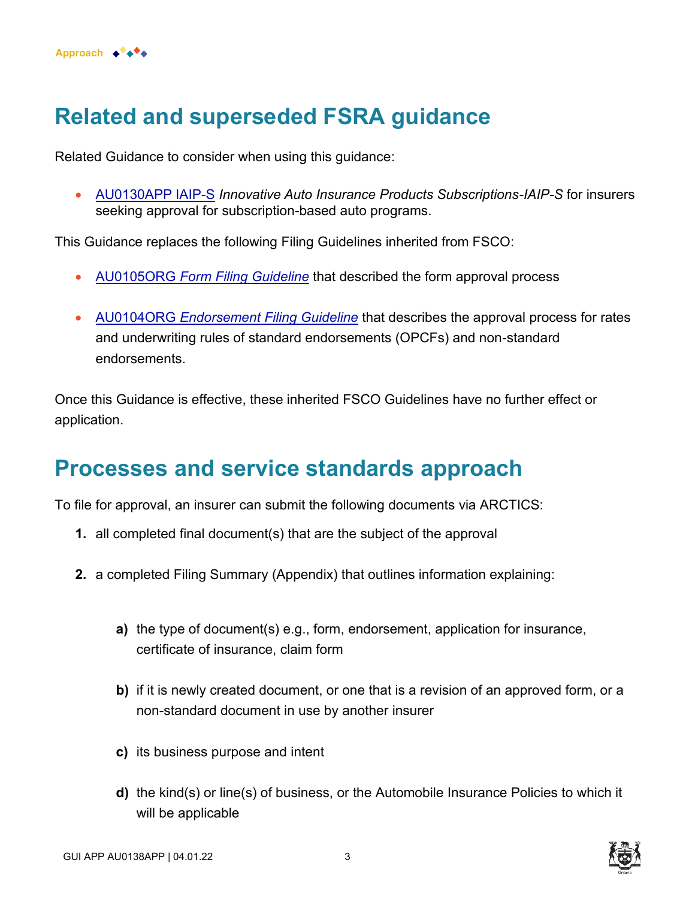## Related and superseded FSRA guidance

Related Guidance to consider when using this guidance:

- AU0130APP IAIP-S *Innovative Auto Insurance Products Subscriptions-IAIP-S* for insurers seeking approval for subscription-based auto programs.

This Guidance replaces the following Filing Guidelines inherited from FSCO:

- AU0105ORG *Form Filing Guideline* that described the form approval process
- AU0104ORG *Endorsement Filing Guideline* that describes the approval process for rates and underwriting rules of standard endorsements (OPCFs) and non-standard endorsements.

Once this Guidance is effective, these inherited FSCO Guidelines have no further effect or application.

## Processes and service standards approach

To file for approval, an insurer can submit the following documents via ARCTICS:

1. all completed final document(s) that are the subject of the approval
2. a completed Filing Summary (Appendix) that outlines information explaining:
   a) the type of document(s) e.g., form, endorsement, application for insurance, certificate of insurance, claim form
   b) if it is newly created document, or one that is a revision of an approved form, or a non-standard document in use by another insurer
   c) its business purpose and intent
   d) the kind(s) or line(s) of business, or the Automobile Insurance Policies to which it will be applicable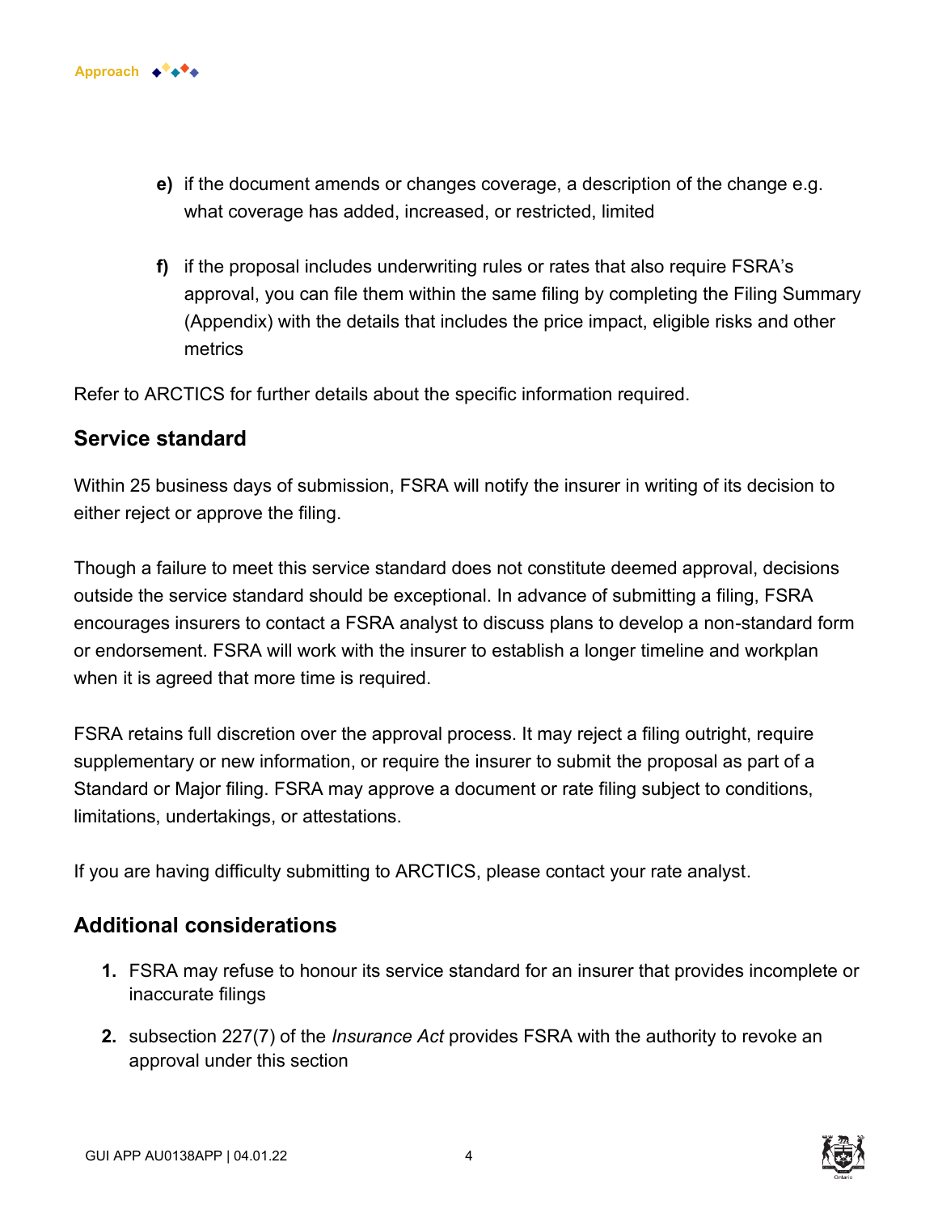e) if the document amends or changes coverage, a description of the change e.g. what coverage has added, increased, or restricted, limited

f) if the proposal includes underwriting rules or rates that also require FSRA's approval, you can file them within the same filing by completing the Filing Summary (Appendix) with the details that includes the price impact, eligible risks and other metrics

Refer to ARCTICS for further details about the specific information required.

## Service standard

Within 25 business days of submission, FSRA will notify the insurer in writing of its decision to either reject or approve the filing.

Though a failure to meet this service standard does not constitute deemed approval, decisions outside the service standard should be exceptional. In advance of submitting a filing, FSRA encourages insurers to contact a FSRA analyst to discuss plans to develop a non-standard form or endorsement. FSRA will work with the insurer to establish a longer timeline and workplan when it is agreed that more time is required.

FSRA retains full discretion over the approval process. It may reject a filing outright, require supplementary or new information, or require the insurer to submit the proposal as part of a Standard or Major filing. FSRA may approve a document or rate filing subject to conditions, limitations, undertakings, or attestations.

If you are having difficulty submitting to ARCTICS, please contact your rate analyst.

## Additional considerations

1. FSRA may refuse to honour its service standard for an insurer that provides incomplete or inaccurate filings
2. subsection 227(7) of the *Insurance Act* provides FSRA with the authority to revoke an approval under this section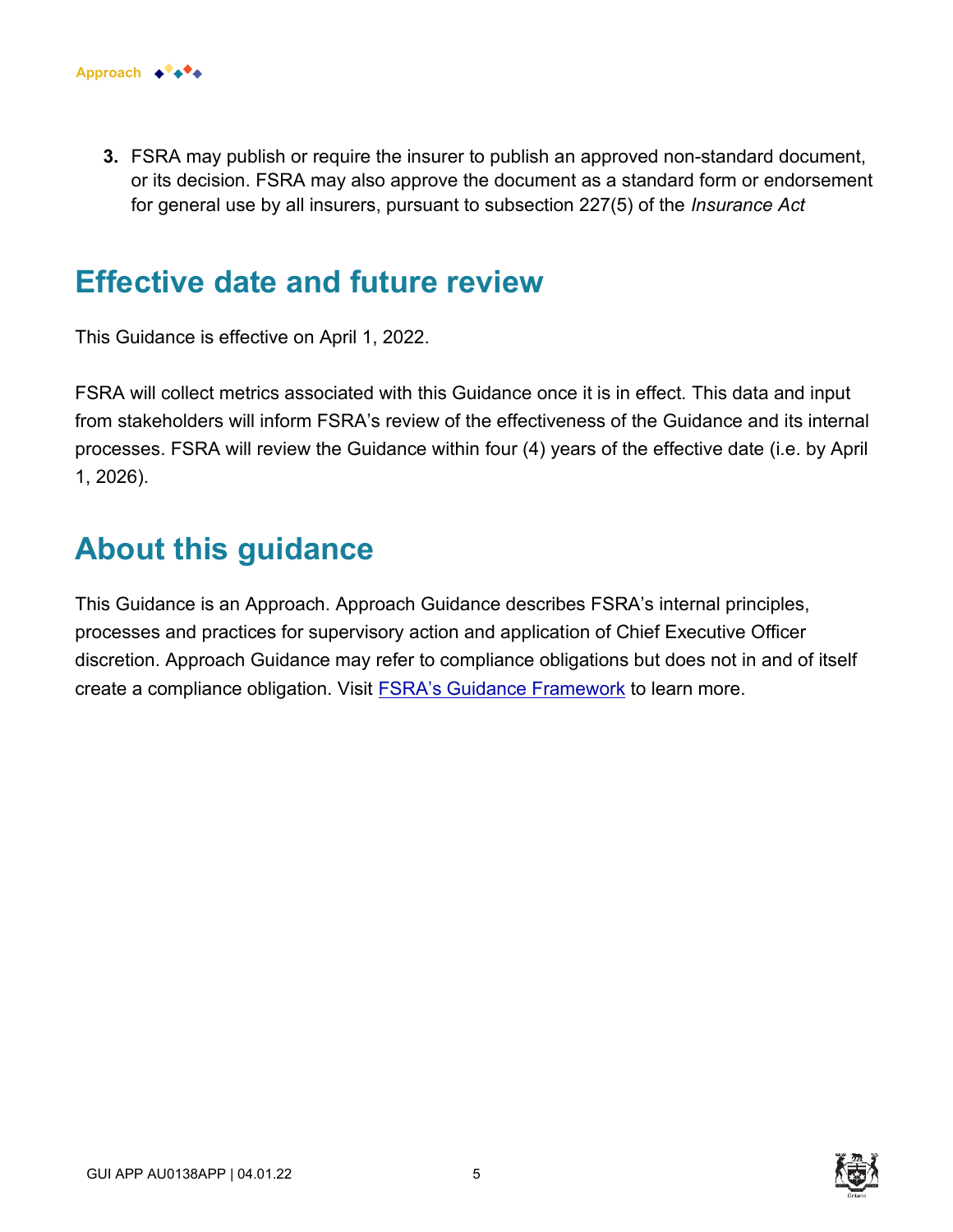3. FSRA may publish or require the insurer to publish an approved non-standard document, or its decision. FSRA may also approve the document as a standard form or endorsement for general use by all insurers, pursuant to subsection 227(5) of the *Insurance Act*

## Effective date and future review

This Guidance is effective on April 1, 2022.

FSRA will collect metrics associated with this Guidance once it is in effect. This data and input from stakeholders will inform FSRA's review of the effectiveness of the Guidance and its internal processes. FSRA will review the Guidance within four (4) years of the effective date (i.e. by April 1, 2026).

## About this guidance

This Guidance is an Approach. Approach Guidance describes FSRA's internal principles, processes and practices for supervisory action and application of Chief Executive Officer discretion. Approach Guidance may refer to compliance obligations but does not in and of itself create a compliance obligation. Visit [FSRA's Guidance Framework] to learn more.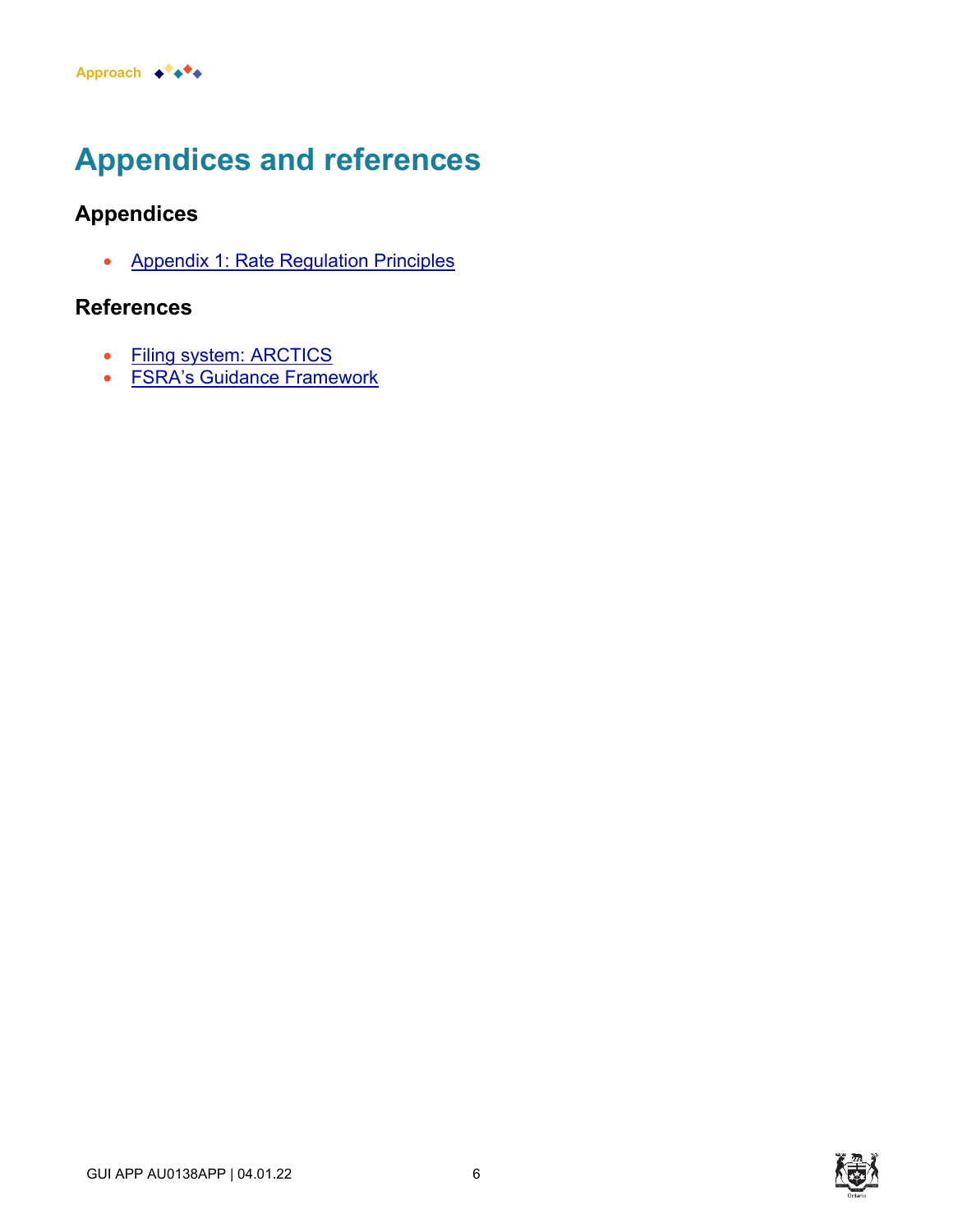# Appendices and references

## Appendices

- Appendix 1: Rate Regulation Principles

## References

- Filing system: ARCTICS
- FSRA's Guidance Framework